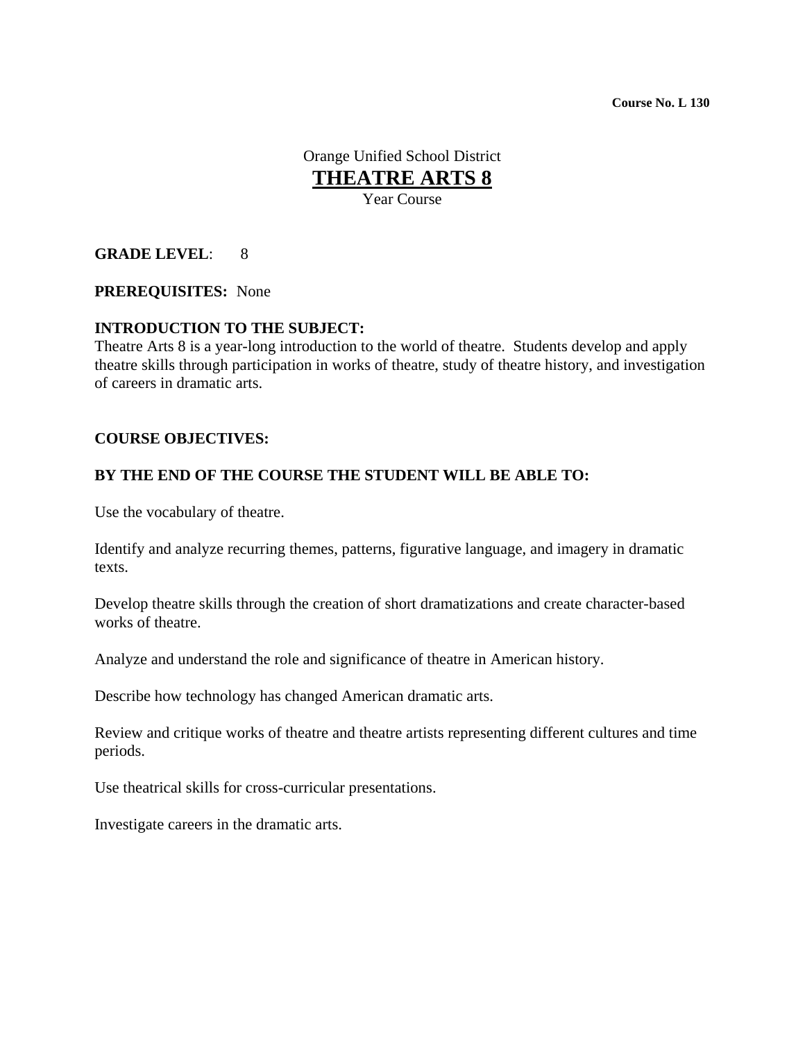**Course No. L 130**

Orange Unified School District

# THEATRE ARTS 8

Year Course

**GRADE LEVEL**: 8

**PREREQUISITES:** None

**INTRODUCTION TO THE SUBJECT:**
Theatre Arts 8 is a year-long introduction to the world of theatre. Students develop and apply theatre skills through participation in works of theatre, study of theatre history, and investigation of careers in dramatic arts.

**COURSE OBJECTIVES:**

**BY THE END OF THE COURSE THE STUDENT WILL BE ABLE TO:**

Use the vocabulary of theatre.

Identify and analyze recurring themes, patterns, figurative language, and imagery in dramatic texts.

Develop theatre skills through the creation of short dramatizations and create character-based works of theatre.

Analyze and understand the role and significance of theatre in American history.

Describe how technology has changed American dramatic arts.

Review and critique works of theatre and theatre artists representing different cultures and time periods.

Use theatrical skills for cross-curricular presentations.

Investigate careers in the dramatic arts.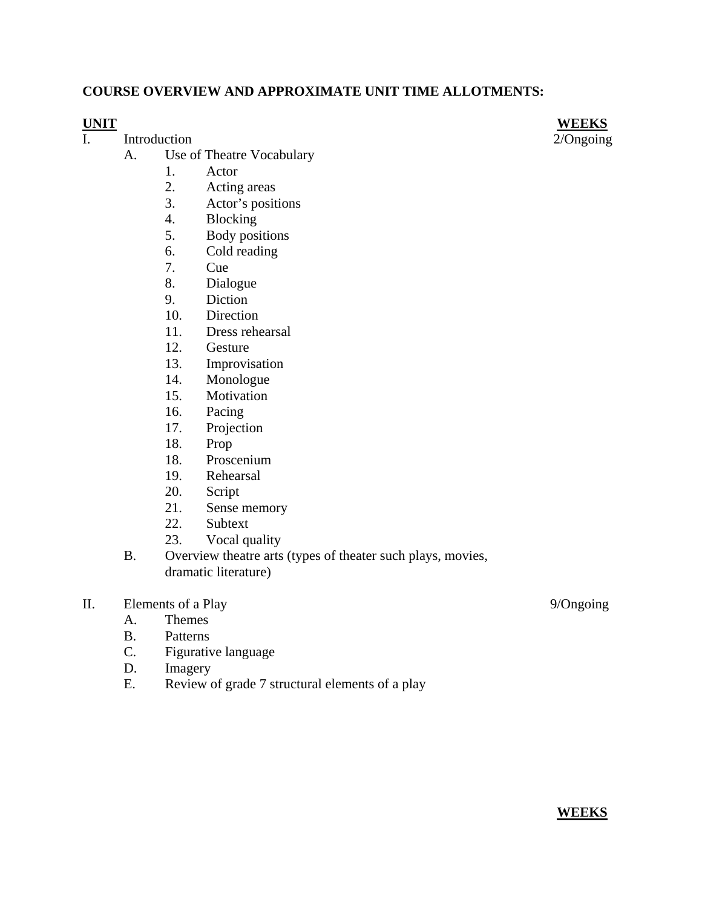**COURSE OVERVIEW AND APPROXIMATE UNIT TIME ALLOTMENTS:**

| **UNIT** | **WEEKS** |
|---|---|
| I. Introduction | 2/Ongoing |
| II. Elements of a Play | 9/Ongoing |

I. Introduction — 2/Ongoing

- A. Use of Theatre Vocabulary
  1. Actor
  2. Acting areas
  3. Actor's positions
  4. Blocking
  5. Body positions
  6. Cold reading
  7. Cue
  8. Dialogue
  9. Diction
  10. Direction
  11. Dress rehearsal
  12. Gesture
  13. Improvisation
  14. Monologue
  15. Motivation
  16. Pacing
  17. Projection
  18. Prop
  19. Proscenium
  20. Rehearsal
  21. Script
  22. Sense memory
  23. Subtext
  24. Vocal quality
- B. Overview theatre arts (types of theater such plays, movies, dramatic literature)

II. Elements of a Play — 9/Ongoing

- A. Themes
- B. Patterns
- C. Figurative language
- D. Imagery
- E. Review of grade 7 structural elements of a play

**WEEKS**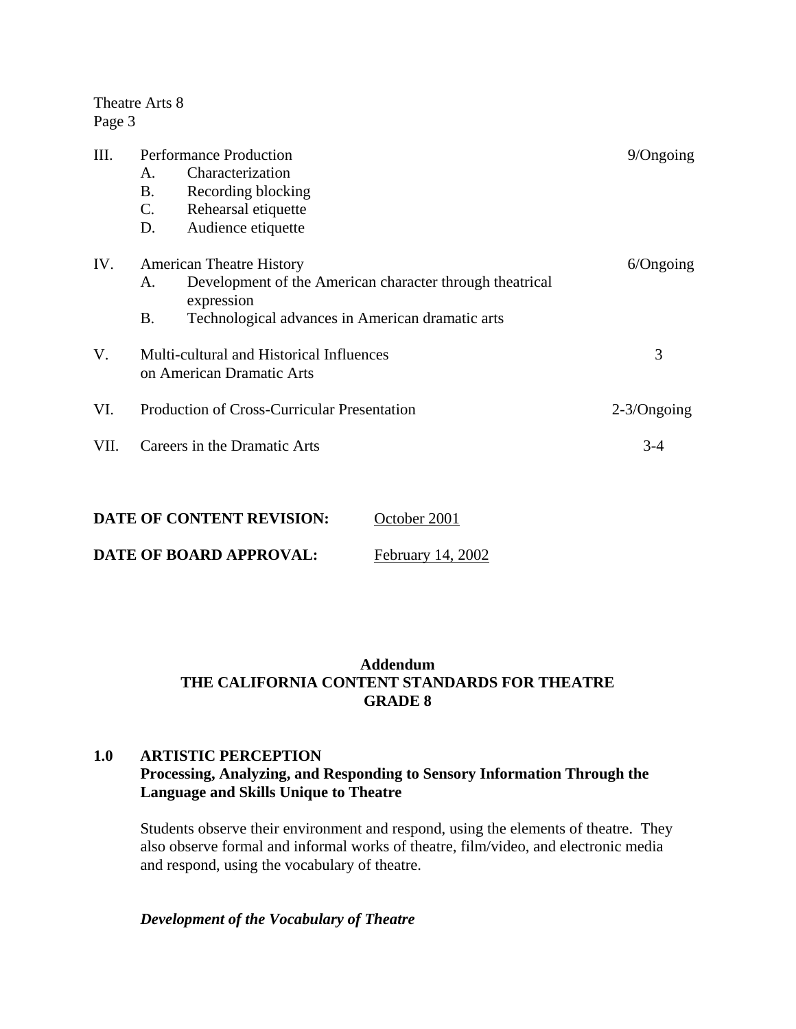| | | |
|---|---|---|
| III. | Performance Production<br>A. Characterization<br>B. Recording blocking<br>C. Rehearsal etiquette<br>D. Audience etiquette | 9/Ongoing |
| IV. | American Theatre History<br>A. Development of the American character through theatrical expression<br>B. Technological advances in American dramatic arts | 6/Ongoing |
| V. | Multi-cultural and Historical Influences on American Dramatic Arts | 3 |
| VI. | Production of Cross-Curricular Presentation | 2-3/Ongoing |
| VII. | Careers in the Dramatic Arts | 3-4 |

**DATE OF CONTENT REVISION:** October 2001

**DATE OF BOARD APPROVAL:** February 14, 2002

## Addendum
## THE CALIFORNIA CONTENT STANDARDS FOR THEATRE
## GRADE 8

### 1.0 ARTISTIC PERCEPTION
**Processing, Analyzing, and Responding to Sensory Information Through the Language and Skills Unique to Theatre**

Students observe their environment and respond, using the elements of theatre. They also observe formal and informal works of theatre, film/video, and electronic media and respond, using the vocabulary of theatre.

***Development of the Vocabulary of Theatre***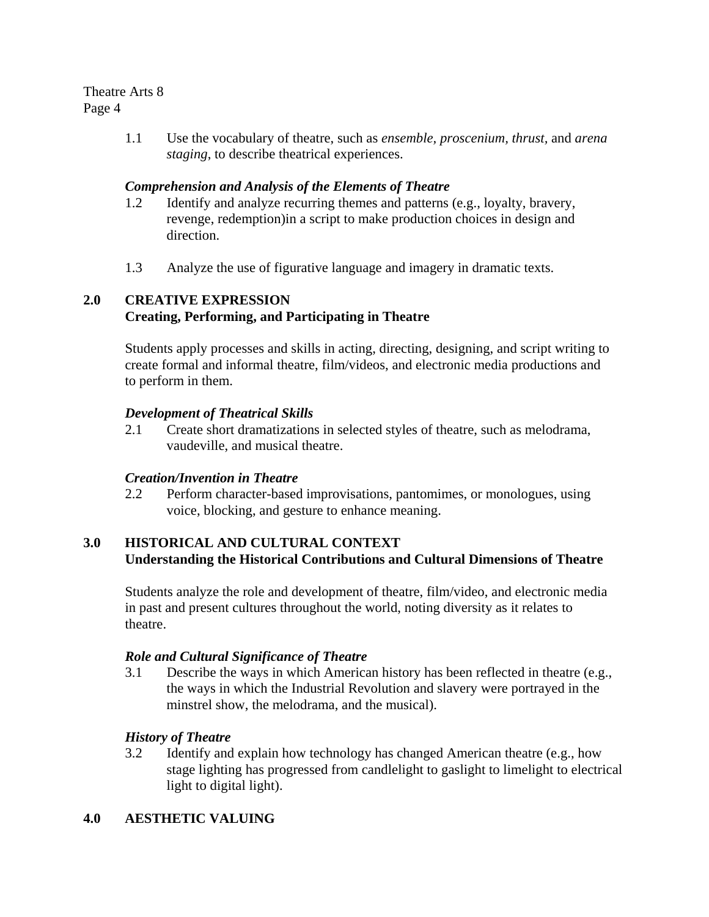1.1 Use the vocabulary of theatre, such as *ensemble, proscenium, thrust*, and *arena staging*, to describe theatrical experiences.

***Comprehension and Analysis of the Elements of Theatre***

1.2 Identify and analyze recurring themes and patterns (e.g., loyalty, bravery, revenge, redemption)in a script to make production choices in design and direction.

1.3 Analyze the use of figurative language and imagery in dramatic texts.

## 2.0 CREATIVE EXPRESSION
**Creating, Performing, and Participating in Theatre**

Students apply processes and skills in acting, directing, designing, and script writing to create formal and informal theatre, film/videos, and electronic media productions and to perform in them.

***Development of Theatrical Skills***

2.1 Create short dramatizations in selected styles of theatre, such as melodrama, vaudeville, and musical theatre.

***Creation/Invention in Theatre***

2.2 Perform character-based improvisations, pantomimes, or monologues, using voice, blocking, and gesture to enhance meaning.

## 3.0 HISTORICAL AND CULTURAL CONTEXT
**Understanding the Historical Contributions and Cultural Dimensions of Theatre**

Students analyze the role and development of theatre, film/video, and electronic media in past and present cultures throughout the world, noting diversity as it relates to theatre.

***Role and Cultural Significance of Theatre***

3.1 Describe the ways in which American history has been reflected in theatre (e.g., the ways in which the Industrial Revolution and slavery were portrayed in the minstrel show, the melodrama, and the musical).

***History of Theatre***

3.2 Identify and explain how technology has changed American theatre (e.g., how stage lighting has progressed from candlelight to gaslight to limelight to electrical light to digital light).

## 4.0 AESTHETIC VALUING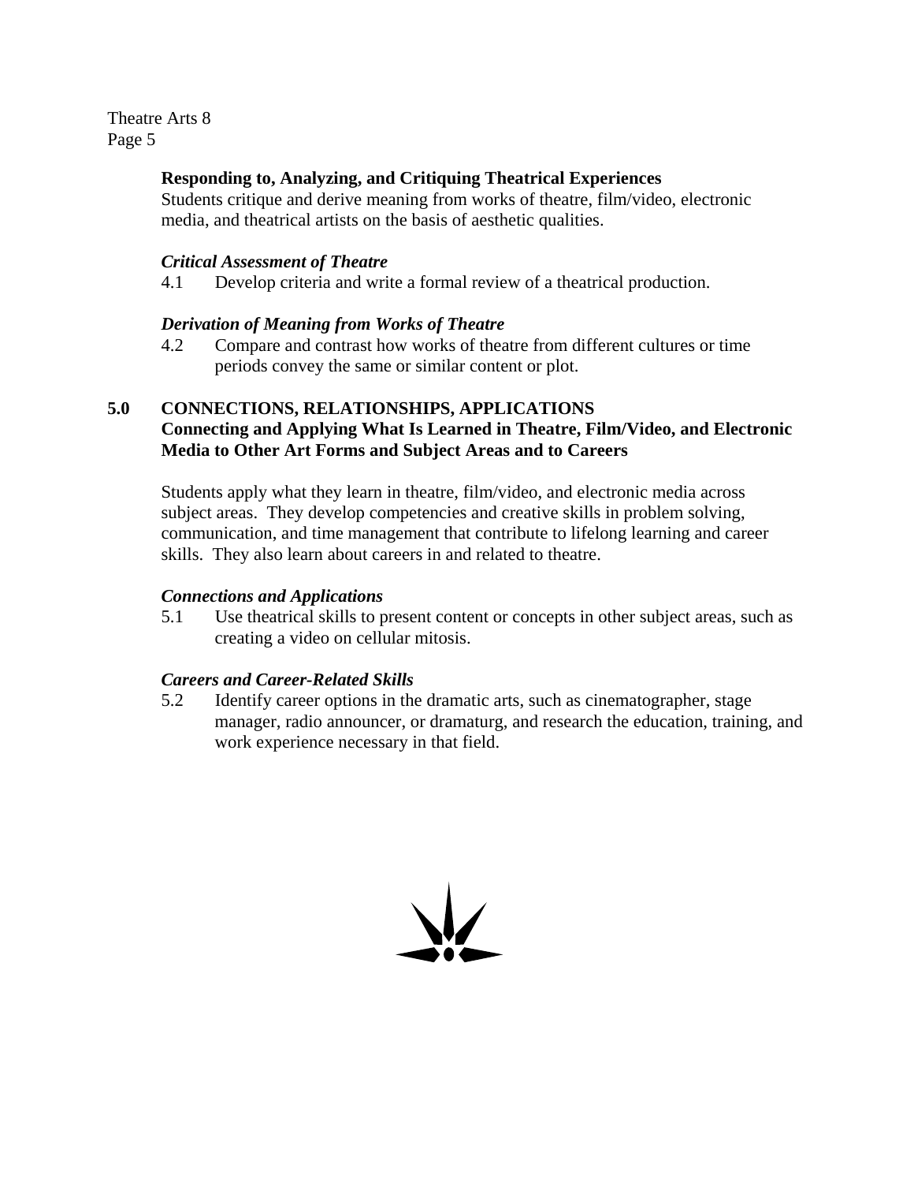**Responding to, Analyzing, and Critiquing Theatrical Experiences**

Students critique and derive meaning from works of theatre, film/video, electronic media, and theatrical artists on the basis of aesthetic qualities.

***Critical Assessment of Theatre***

4.1 Develop criteria and write a formal review of a theatrical production.

***Derivation of Meaning from Works of Theatre***

4.2 Compare and contrast how works of theatre from different cultures or time periods convey the same or similar content or plot.

## 5.0 CONNECTIONS, RELATIONSHIPS, APPLICATIONS

**Connecting and Applying What Is Learned in Theatre, Film/Video, and Electronic Media to Other Art Forms and Subject Areas and to Careers**

Students apply what they learn in theatre, film/video, and electronic media across subject areas. They develop competencies and creative skills in problem solving, communication, and time management that contribute to lifelong learning and career skills. They also learn about careers in and related to theatre.

***Connections and Applications***

5.1 Use theatrical skills to present content or concepts in other subject areas, such as creating a video on cellular mitosis.

***Careers and Career-Related Skills***

5.2 Identify career options in the dramatic arts, such as cinematographer, stage manager, radio announcer, or dramaturg, and research the education, training, and work experience necessary in that field.